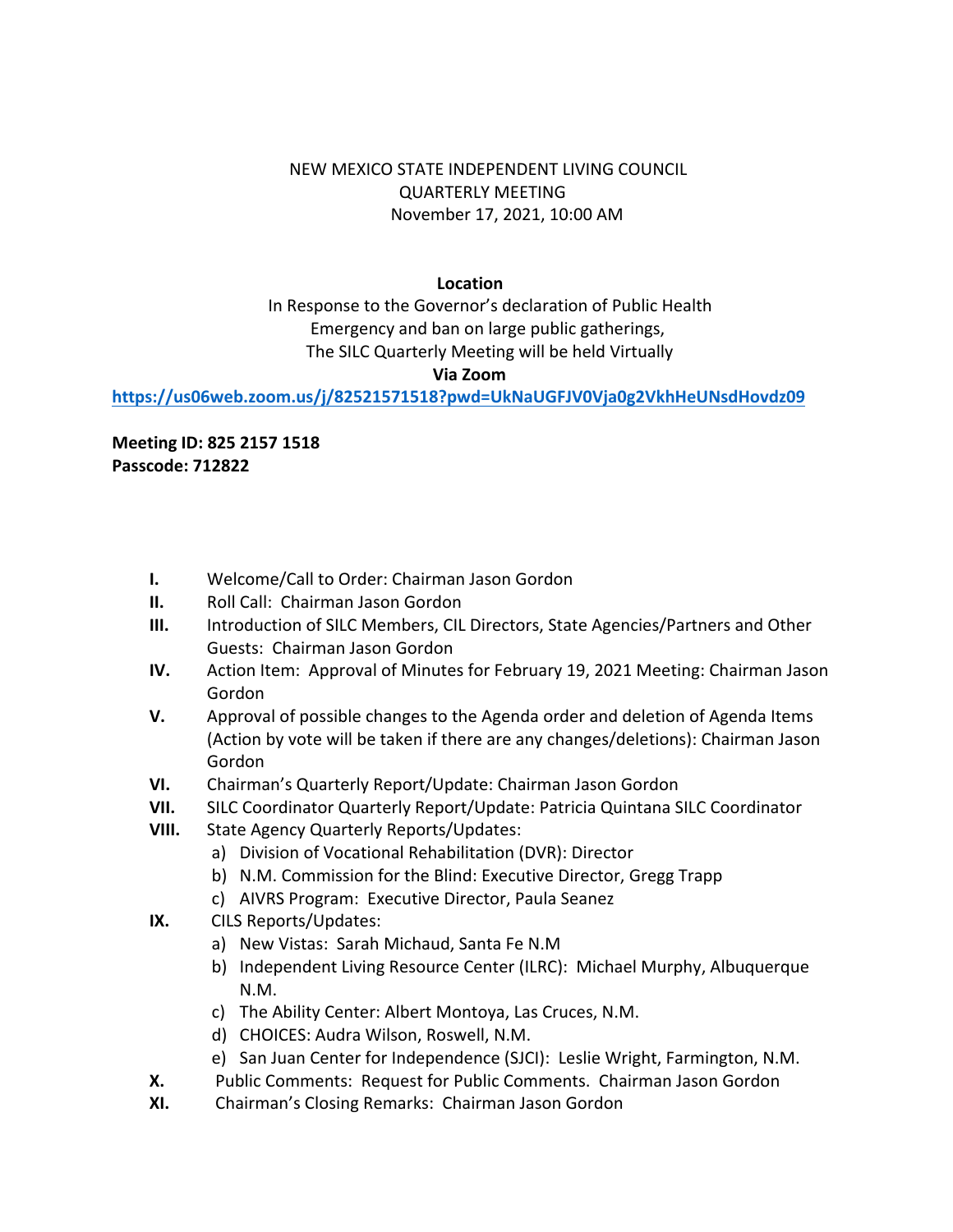NEW MEXICO STATE INDEPENDENT LIVING COUNCIL
QUARTERLY MEETING
November 17, 2021, 10:00 AM

**Location**

In Response to the Governor's declaration of Public Health Emergency and ban on large public gatherings, The SILC Quarterly Meeting will be held Virtually

**Via Zoom**

**https://us06web.zoom.us/j/82521571518?pwd=UkNaUGFJV0Vja0g2VkhHeUNsdHovdz09**

**Meeting ID: 825 2157 1518**
**Passcode: 712822**

- **I.** Welcome/Call to Order: Chairman Jason Gordon
- **II.** Roll Call: Chairman Jason Gordon
- **III.** Introduction of SILC Members, CIL Directors, State Agencies/Partners and Other Guests: Chairman Jason Gordon
- **IV.** Action Item: Approval of Minutes for February 19, 2021 Meeting: Chairman Jason Gordon
- **V.** Approval of possible changes to the Agenda order and deletion of Agenda Items (Action by vote will be taken if there are any changes/deletions): Chairman Jason Gordon
- **VI.** Chairman's Quarterly Report/Update: Chairman Jason Gordon
- **VII.** SILC Coordinator Quarterly Report/Update: Patricia Quintana SILC Coordinator
- **VIII.** State Agency Quarterly Reports/Updates:
  - a) Division of Vocational Rehabilitation (DVR): Director
  - b) N.M. Commission for the Blind: Executive Director, Gregg Trapp
  - c) AIVRS Program: Executive Director, Paula Seanez
- **IX.** CILS Reports/Updates:
  - a) New Vistas: Sarah Michaud, Santa Fe N.M
  - b) Independent Living Resource Center (ILRC): Michael Murphy, Albuquerque N.M.
  - c) The Ability Center: Albert Montoya, Las Cruces, N.M.
  - d) CHOICES: Audra Wilson, Roswell, N.M.
  - e) San Juan Center for Independence (SJCI): Leslie Wright, Farmington, N.M.
- **X.** Public Comments: Request for Public Comments. Chairman Jason Gordon
- **XI.** Chairman's Closing Remarks: Chairman Jason Gordon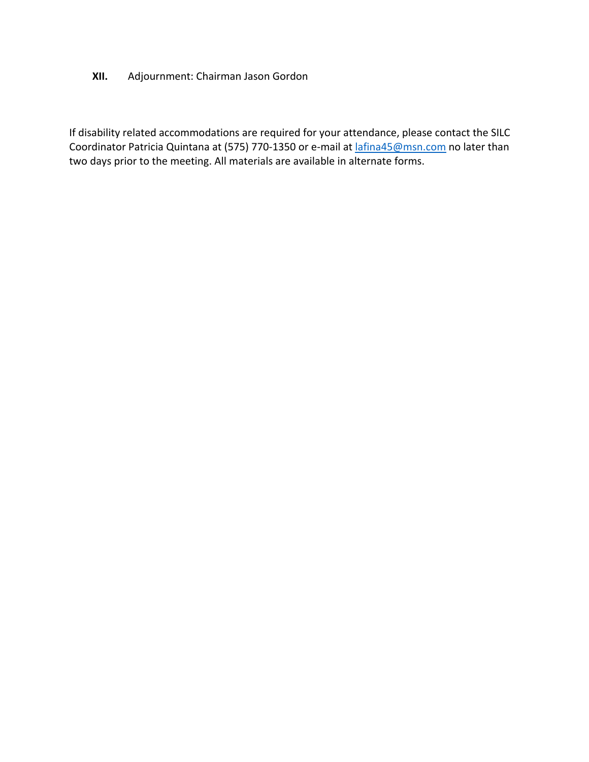**XII.** Adjournment: Chairman Jason Gordon

If disability related accommodations are required for your attendance, please contact the SILC Coordinator Patricia Quintana at (575) 770-1350 or e-mail at lafina45@msn.com no later than two days prior to the meeting. All materials are available in alternate forms.